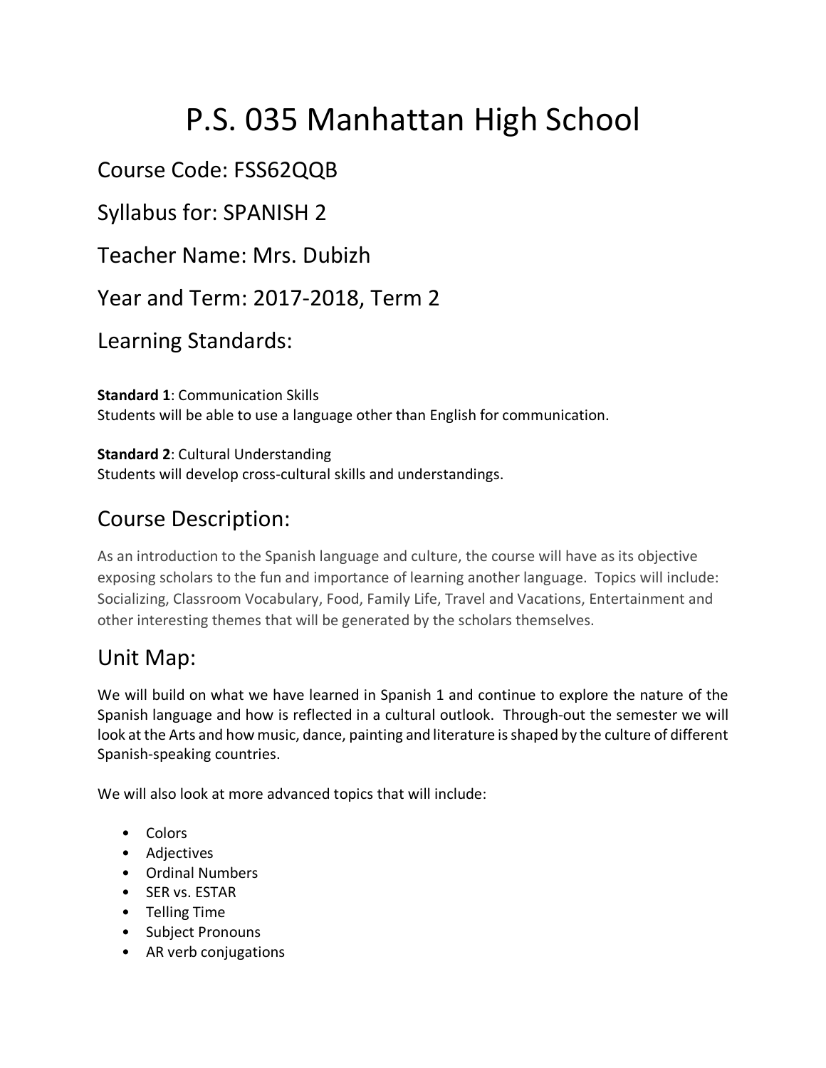# P.S. 035 Manhattan High School

## Course Code: FSS62QQB

## Syllabus for: SPANISH 2

## Teacher Name: Mrs. Dubizh

## Year and Term: 2017-2018, Term 2

## Learning Standards:

**Standard 1**: Communication Skills
Students will be able to use a language other than English for communication.

**Standard 2**: Cultural Understanding
Students will develop cross-cultural skills and understandings.

## Course Description:

As an introduction to the Spanish language and culture, the course will have as its objective exposing scholars to the fun and importance of learning another language. Topics will include: Socializing, Classroom Vocabulary, Food, Family Life, Travel and Vacations, Entertainment and other interesting themes that will be generated by the scholars themselves.

## Unit Map:

We will build on what we have learned in Spanish 1 and continue to explore the nature of the Spanish language and how is reflected in a cultural outlook. Through-out the semester we will look at the Arts and how music, dance, painting and literature is shaped by the culture of different Spanish-speaking countries.

We will also look at more advanced topics that will include:

- Colors
- Adjectives
- Ordinal Numbers
- SER vs. ESTAR
- Telling Time
- Subject Pronouns
- AR verb conjugations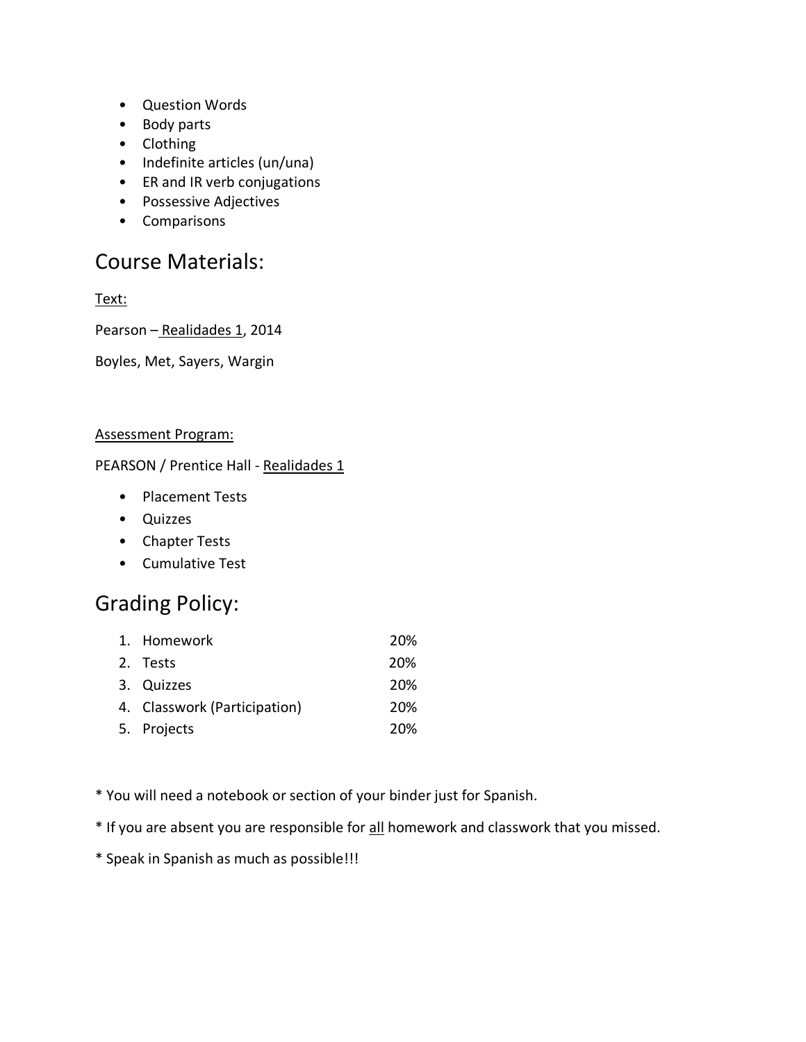- Question Words
- Body parts
- Clothing
- Indefinite articles (un/una)
- ER and IR verb conjugations
- Possessive Adjectives
- Comparisons

## Course Materials:

Text:

Pearson – Realidades 1, 2014

Boyles, Met, Sayers, Wargin

Assessment Program:

PEARSON / Prentice Hall - Realidades 1

- Placement Tests
- Quizzes
- Chapter Tests
- Cumulative Test

## Grading Policy:

| | |
|---|---|
| 1. Homework | 20% |
| 2. Tests | 20% |
| 3. Quizzes | 20% |
| 4. Classwork (Participation) | 20% |
| 5. Projects | 20% |

* You will need a notebook or section of your binder just for Spanish.

* If you are absent you are responsible for all homework and classwork that you missed.

* Speak in Spanish as much as possible!!!